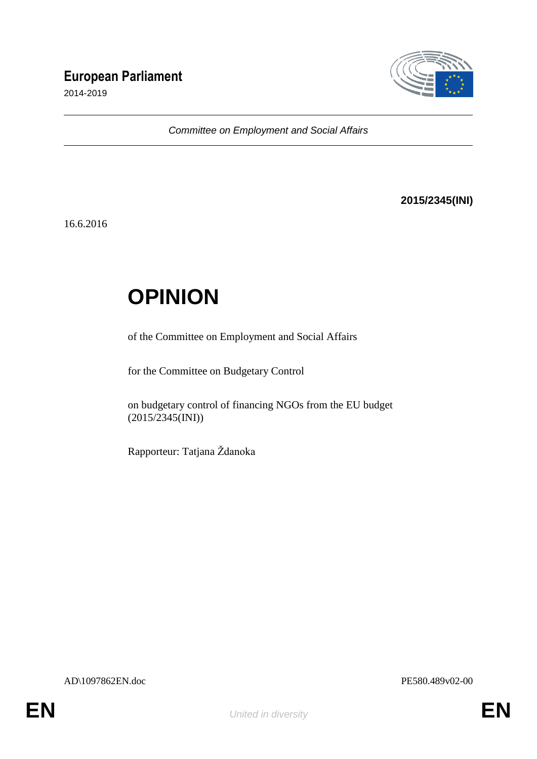**European Parliament**

2014-2019

*Committee on Employment and Social Affairs*

**2015/2345(INI)**

16.6.2016

# OPINION

of the Committee on Employment and Social Affairs

for the Committee on Budgetary Control

on budgetary control of financing NGOs from the EU budget
(2015/2345(INI))

Rapporteur: Tatjana Ždanoka

AD\1097862EN.doc PE580.489v02-00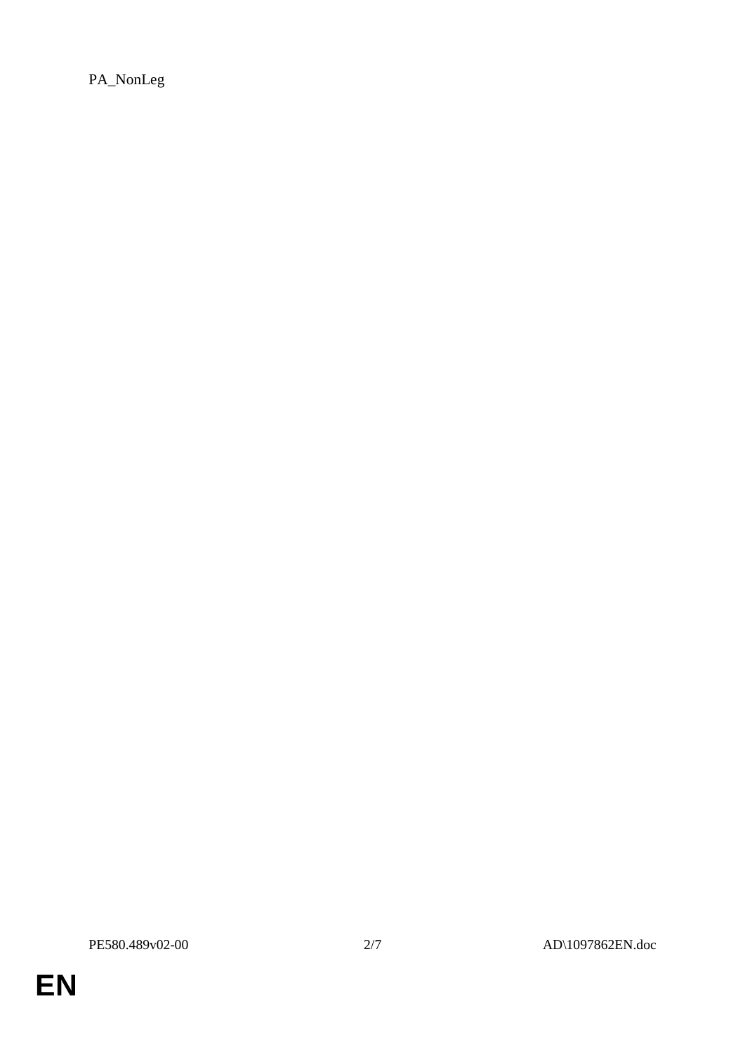PA_NonLeg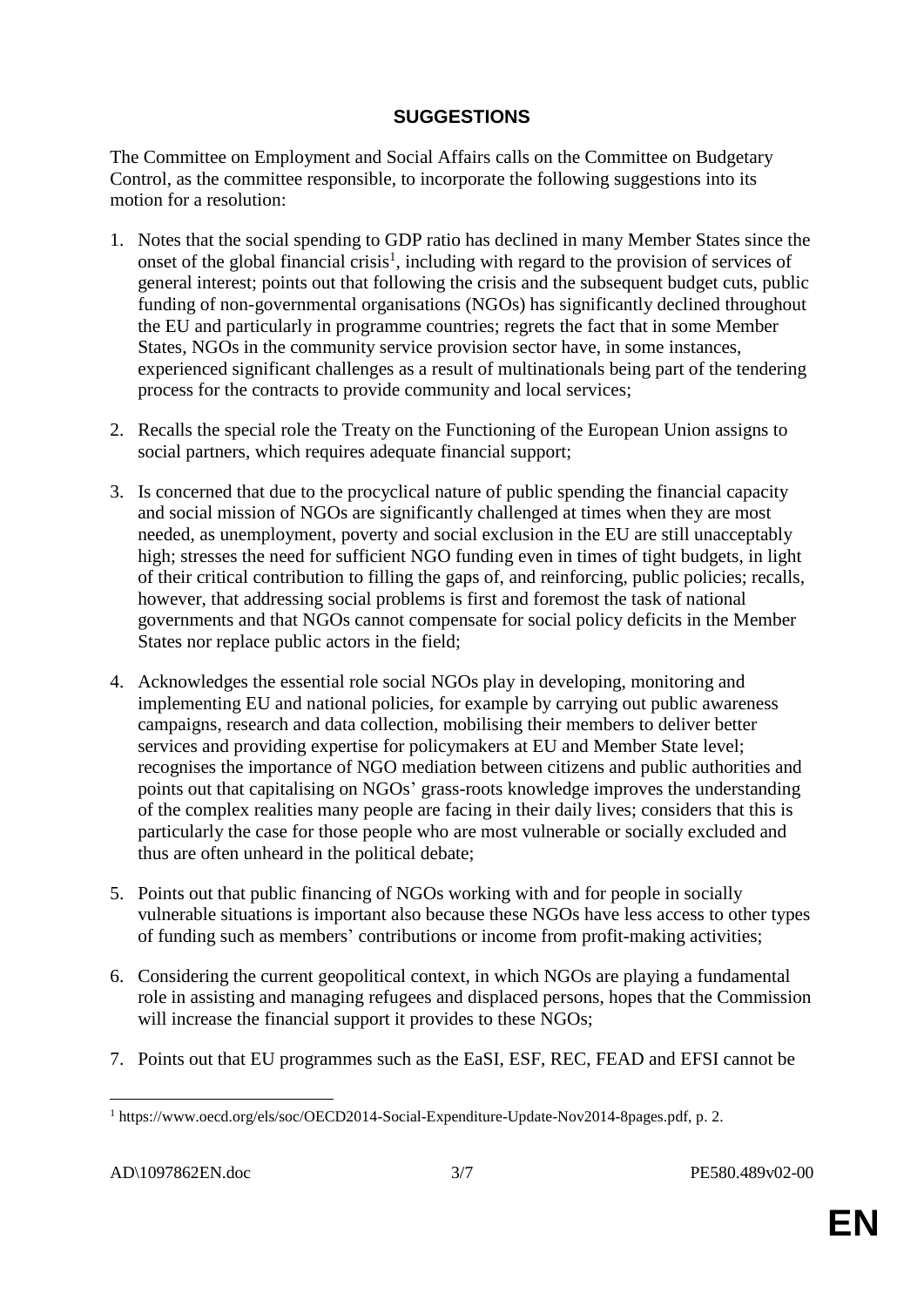## SUGGESTIONS

The Committee on Employment and Social Affairs calls on the Committee on Budgetary Control, as the committee responsible, to incorporate the following suggestions into its motion for a resolution:

1. Notes that the social spending to GDP ratio has declined in many Member States since the onset of the global financial crisis[1], including with regard to the provision of services of general interest; points out that following the crisis and the subsequent budget cuts, public funding of non-governmental organisations (NGOs) has significantly declined throughout the EU and particularly in programme countries; regrets the fact that in some Member States, NGOs in the community service provision sector have, in some instances, experienced significant challenges as a result of multinationals being part of the tendering process for the contracts to provide community and local services;

2. Recalls the special role the Treaty on the Functioning of the European Union assigns to social partners, which requires adequate financial support;

3. Is concerned that due to the procyclical nature of public spending the financial capacity and social mission of NGOs are significantly challenged at times when they are most needed, as unemployment, poverty and social exclusion in the EU are still unacceptably high; stresses the need for sufficient NGO funding even in times of tight budgets, in light of their critical contribution to filling the gaps of, and reinforcing, public policies; recalls, however, that addressing social problems is first and foremost the task of national governments and that NGOs cannot compensate for social policy deficits in the Member States nor replace public actors in the field;

4. Acknowledges the essential role social NGOs play in developing, monitoring and implementing EU and national policies, for example by carrying out public awareness campaigns, research and data collection, mobilising their members to deliver better services and providing expertise for policymakers at EU and Member State level; recognises the importance of NGO mediation between citizens and public authorities and points out that capitalising on NGOs' grass-roots knowledge improves the understanding of the complex realities many people are facing in their daily lives; considers that this is particularly the case for those people who are most vulnerable or socially excluded and thus are often unheard in the political debate;

5. Points out that public financing of NGOs working with and for people in socially vulnerable situations is important also because these NGOs have less access to other types of funding such as members' contributions or income from profit-making activities;

6. Considering the current geopolitical context, in which NGOs are playing a fundamental role in assisting and managing refugees and displaced persons, hopes that the Commission will increase the financial support it provides to these NGOs;

7. Points out that EU programmes such as the EaSI, ESF, REC, FEAD and EFSI cannot be

---

[1] https://www.oecd.org/els/soc/OECD2014-Social-Expenditure-Update-Nov2014-8pages.pdf, p. 2.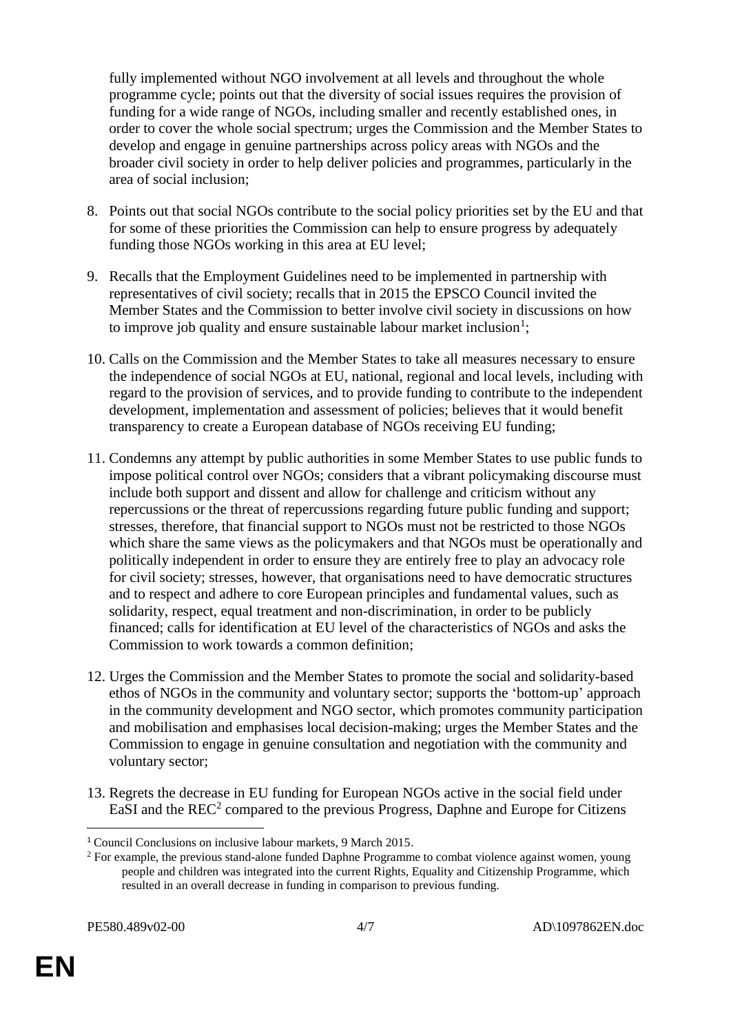fully implemented without NGO involvement at all levels and throughout the whole programme cycle; points out that the diversity of social issues requires the provision of funding for a wide range of NGOs, including smaller and recently established ones, in order to cover the whole social spectrum; urges the Commission and the Member States to develop and engage in genuine partnerships across policy areas with NGOs and the broader civil society in order to help deliver policies and programmes, particularly in the area of social inclusion;

8. Points out that social NGOs contribute to the social policy priorities set by the EU and that for some of these priorities the Commission can help to ensure progress by adequately funding those NGOs working in this area at EU level;

9. Recalls that the Employment Guidelines need to be implemented in partnership with representatives of civil society; recalls that in 2015 the EPSCO Council invited the Member States and the Commission to better involve civil society in discussions on how to improve job quality and ensure sustainable labour market inclusion[1];

10. Calls on the Commission and the Member States to take all measures necessary to ensure the independence of social NGOs at EU, national, regional and local levels, including with regard to the provision of services, and to provide funding to contribute to the independent development, implementation and assessment of policies; believes that it would benefit transparency to create a European database of NGOs receiving EU funding;

11. Condemns any attempt by public authorities in some Member States to use public funds to impose political control over NGOs; considers that a vibrant policymaking discourse must include both support and dissent and allow for challenge and criticism without any repercussions or the threat of repercussions regarding future public funding and support; stresses, therefore, that financial support to NGOs must not be restricted to those NGOs which share the same views as the policymakers and that NGOs must be operationally and politically independent in order to ensure they are entirely free to play an advocacy role for civil society; stresses, however, that organisations need to have democratic structures and to respect and adhere to core European principles and fundamental values, such as solidarity, respect, equal treatment and non-discrimination, in order to be publicly financed; calls for identification at EU level of the characteristics of NGOs and asks the Commission to work towards a common definition;

12. Urges the Commission and the Member States to promote the social and solidarity-based ethos of NGOs in the community and voluntary sector; supports the 'bottom-up' approach in the community development and NGO sector, which promotes community participation and mobilisation and emphasises local decision-making; urges the Member States and the Commission to engage in genuine consultation and negotiation with the community and voluntary sector;

13. Regrets the decrease in EU funding for European NGOs active in the social field under EaSI and the REC[2] compared to the previous Progress, Daphne and Europe for Citizens

---

[1] Council Conclusions on inclusive labour markets, 9 March 2015.

[2] For example, the previous stand-alone funded Daphne Programme to combat violence against women, young people and children was integrated into the current Rights, Equality and Citizenship Programme, which resulted in an overall decrease in funding in comparison to previous funding.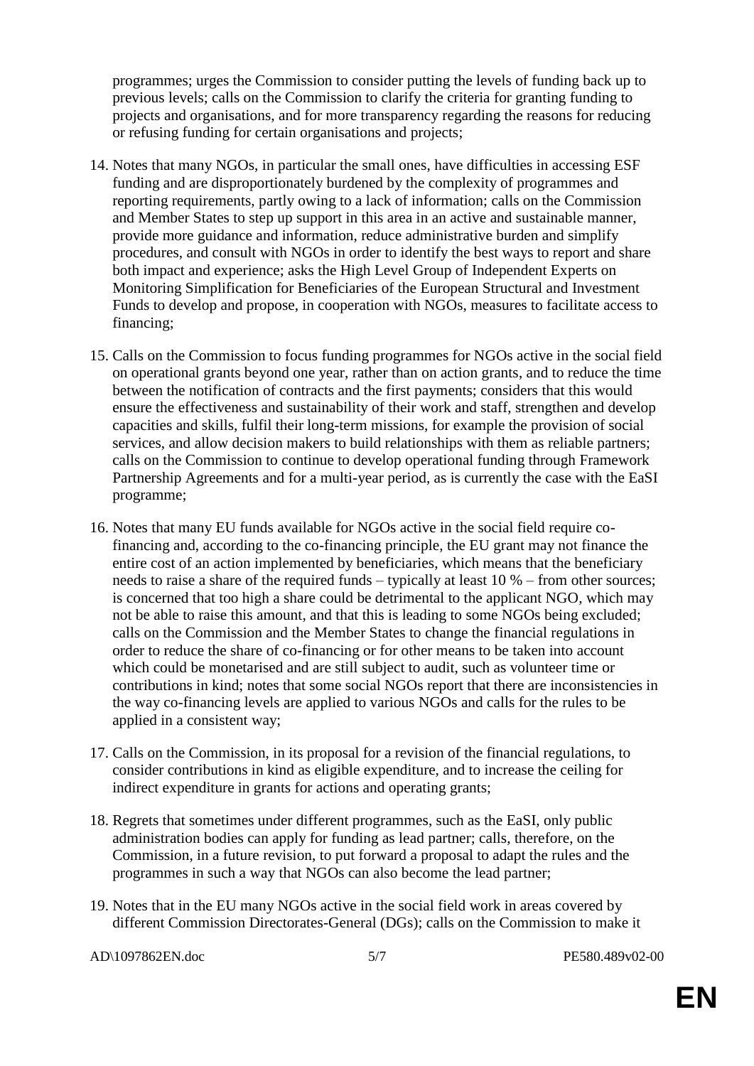programmes; urges the Commission to consider putting the levels of funding back up to previous levels; calls on the Commission to clarify the criteria for granting funding to projects and organisations, and for more transparency regarding the reasons for reducing or refusing funding for certain organisations and projects;

14. Notes that many NGOs, in particular the small ones, have difficulties in accessing ESF funding and are disproportionately burdened by the complexity of programmes and reporting requirements, partly owing to a lack of information; calls on the Commission and Member States to step up support in this area in an active and sustainable manner, provide more guidance and information, reduce administrative burden and simplify procedures, and consult with NGOs in order to identify the best ways to report and share both impact and experience; asks the High Level Group of Independent Experts on Monitoring Simplification for Beneficiaries of the European Structural and Investment Funds to develop and propose, in cooperation with NGOs, measures to facilitate access to financing;

15. Calls on the Commission to focus funding programmes for NGOs active in the social field on operational grants beyond one year, rather than on action grants, and to reduce the time between the notification of contracts and the first payments; considers that this would ensure the effectiveness and sustainability of their work and staff, strengthen and develop capacities and skills, fulfil their long-term missions, for example the provision of social services, and allow decision makers to build relationships with them as reliable partners; calls on the Commission to continue to develop operational funding through Framework Partnership Agreements and for a multi-year period, as is currently the case with the EaSI programme;

16. Notes that many EU funds available for NGOs active in the social field require co-financing and, according to the co-financing principle, the EU grant may not finance the entire cost of an action implemented by beneficiaries, which means that the beneficiary needs to raise a share of the required funds – typically at least 10 % – from other sources; is concerned that too high a share could be detrimental to the applicant NGO, which may not be able to raise this amount, and that this is leading to some NGOs being excluded; calls on the Commission and the Member States to change the financial regulations in order to reduce the share of co-financing or for other means to be taken into account which could be monetarised and are still subject to audit, such as volunteer time or contributions in kind; notes that some social NGOs report that there are inconsistencies in the way co-financing levels are applied to various NGOs and calls for the rules to be applied in a consistent way;

17. Calls on the Commission, in its proposal for a revision of the financial regulations, to consider contributions in kind as eligible expenditure, and to increase the ceiling for indirect expenditure in grants for actions and operating grants;

18. Regrets that sometimes under different programmes, such as the EaSI, only public administration bodies can apply for funding as lead partner; calls, therefore, on the Commission, in a future revision, to put forward a proposal to adapt the rules and the programmes in such a way that NGOs can also become the lead partner;

19. Notes that in the EU many NGOs active in the social field work in areas covered by different Commission Directorates-General (DGs); calls on the Commission to make it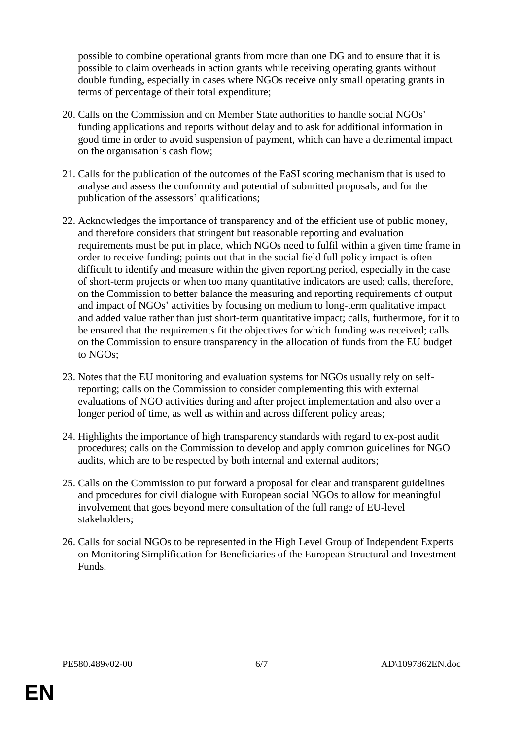possible to combine operational grants from more than one DG and to ensure that it is possible to claim overheads in action grants while receiving operating grants without double funding, especially in cases where NGOs receive only small operating grants in terms of percentage of their total expenditure;

20. Calls on the Commission and on Member State authorities to handle social NGOs' funding applications and reports without delay and to ask for additional information in good time in order to avoid suspension of payment, which can have a detrimental impact on the organisation's cash flow;

21. Calls for the publication of the outcomes of the EaSI scoring mechanism that is used to analyse and assess the conformity and potential of submitted proposals, and for the publication of the assessors' qualifications;

22. Acknowledges the importance of transparency and of the efficient use of public money, and therefore considers that stringent but reasonable reporting and evaluation requirements must be put in place, which NGOs need to fulfil within a given time frame in order to receive funding; points out that in the social field full policy impact is often difficult to identify and measure within the given reporting period, especially in the case of short-term projects or when too many quantitative indicators are used; calls, therefore, on the Commission to better balance the measuring and reporting requirements of output and impact of NGOs' activities by focusing on medium to long-term qualitative impact and added value rather than just short-term quantitative impact; calls, furthermore, for it to be ensured that the requirements fit the objectives for which funding was received; calls on the Commission to ensure transparency in the allocation of funds from the EU budget to NGOs;

23. Notes that the EU monitoring and evaluation systems for NGOs usually rely on self-reporting; calls on the Commission to consider complementing this with external evaluations of NGO activities during and after project implementation and also over a longer period of time, as well as within and across different policy areas;

24. Highlights the importance of high transparency standards with regard to ex-post audit procedures; calls on the Commission to develop and apply common guidelines for NGO audits, which are to be respected by both internal and external auditors;

25. Calls on the Commission to put forward a proposal for clear and transparent guidelines and procedures for civil dialogue with European social NGOs to allow for meaningful involvement that goes beyond mere consultation of the full range of EU-level stakeholders;

26. Calls for social NGOs to be represented in the High Level Group of Independent Experts on Monitoring Simplification for Beneficiaries of the European Structural and Investment Funds.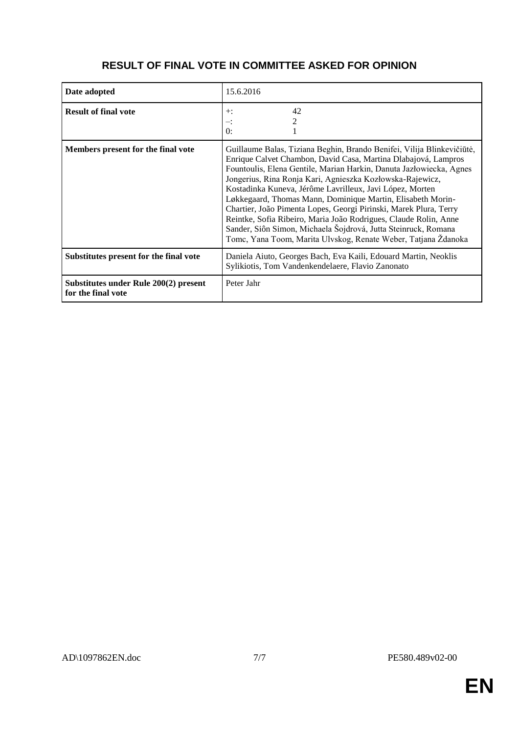## RESULT OF FINAL VOTE IN COMMITTEE ASKED FOR OPINION

| | |
|---|---|
| **Date adopted** | 15.6.2016 |
| **Result of final vote** | +: 42<br>–: 2<br>0: 1 |
| **Members present for the final vote** | Guillaume Balas, Tiziana Beghin, Brando Benifei, Vilija Blinkevičiūtė, Enrique Calvet Chambon, David Casa, Martina Dlabajová, Lampros Fountoulis, Elena Gentile, Marian Harkin, Danuta Jazłowiecka, Agnes Jongerius, Rina Ronja Kari, Agnieszka Kozłowska-Rajewicz, Kostadinka Kuneva, Jérôme Lavrilleux, Javi López, Morten Løkkegaard, Thomas Mann, Dominique Martin, Elisabeth Morin-Chartier, João Pimenta Lopes, Georgi Pirinski, Marek Plura, Terry Reintke, Sofia Ribeiro, Maria João Rodrigues, Claude Rolin, Anne Sander, Siôn Simon, Michaela Šojdrová, Jutta Steinruck, Romana Tomc, Yana Toom, Marita Ulvskog, Renate Weber, Tatjana Ždanoka |
| **Substitutes present for the final vote** | Daniela Aiuto, Georges Bach, Eva Kaili, Edouard Martin, Neoklis Sylikiotis, Tom Vandenkendelaere, Flavio Zanonato |
| **Substitutes under Rule 200(2) present for the final vote** | Peter Jahr |